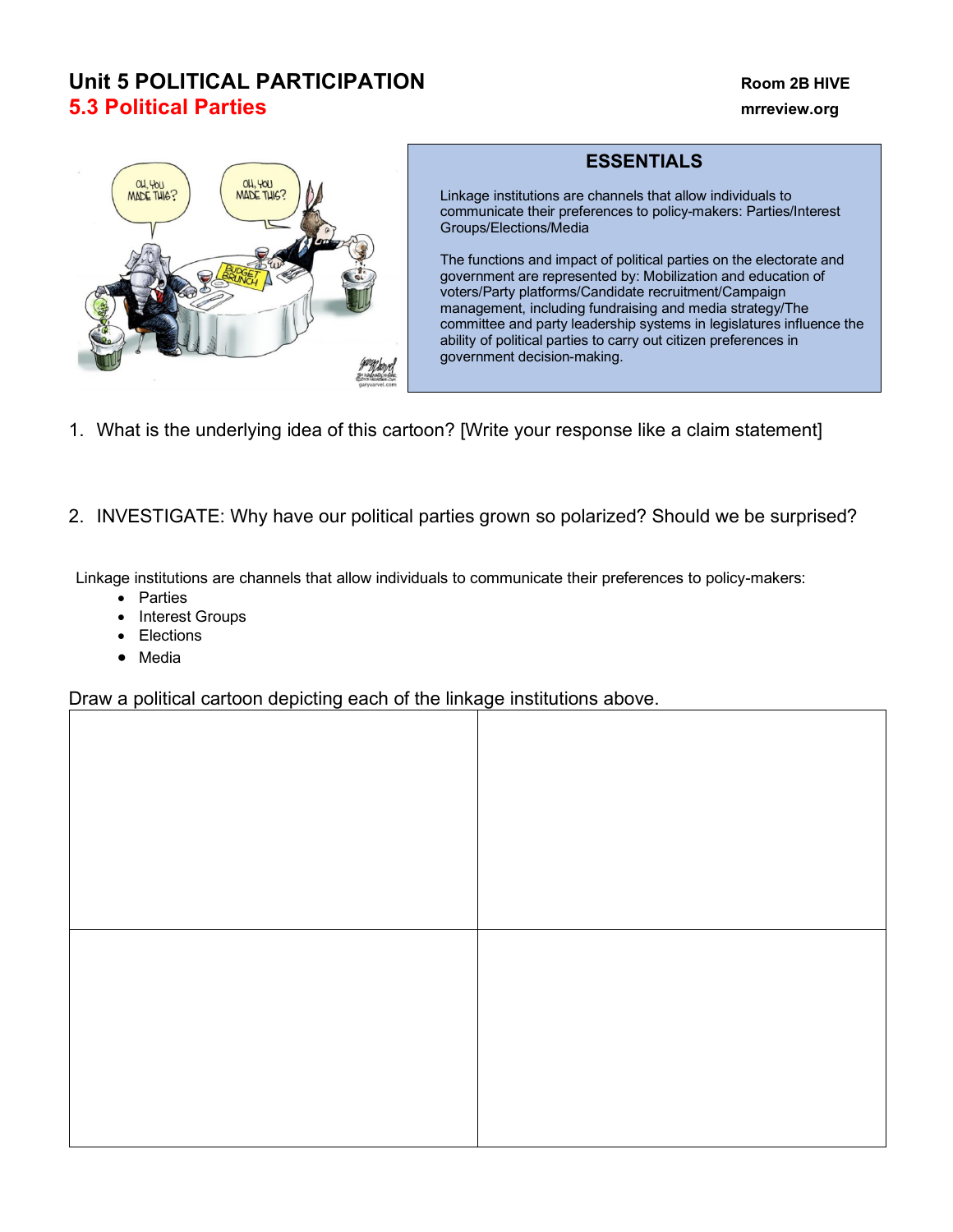# Unit 5 POLITICAL PARTICIPATION

## 5.3 Political Parties

Room 2B HIVE
mrreview.org

### ESSENTIALS

Linkage institutions are channels that allow individuals to communicate their preferences to policy-makers: Parties/Interest Groups/Elections/Media

The functions and impact of political parties on the electorate and government are represented by: Mobilization and education of voters/Party platforms/Candidate recruitment/Campaign management, including fundraising and media strategy/The committee and party leadership systems in legislatures influence the ability of political parties to carry out citizen preferences in government decision-making.

1. What is the underlying idea of this cartoon? [Write your response like a claim statement]

2. INVESTIGATE: Why have our political parties grown so polarized? Should we be surprised?

Linkage institutions are channels that allow individuals to communicate their preferences to policy-makers:

- Parties
- Interest Groups
- Elections
- Media

Draw a political cartoon depicting each of the linkage institutions above.

| | |
|---|---|
| | |
| | |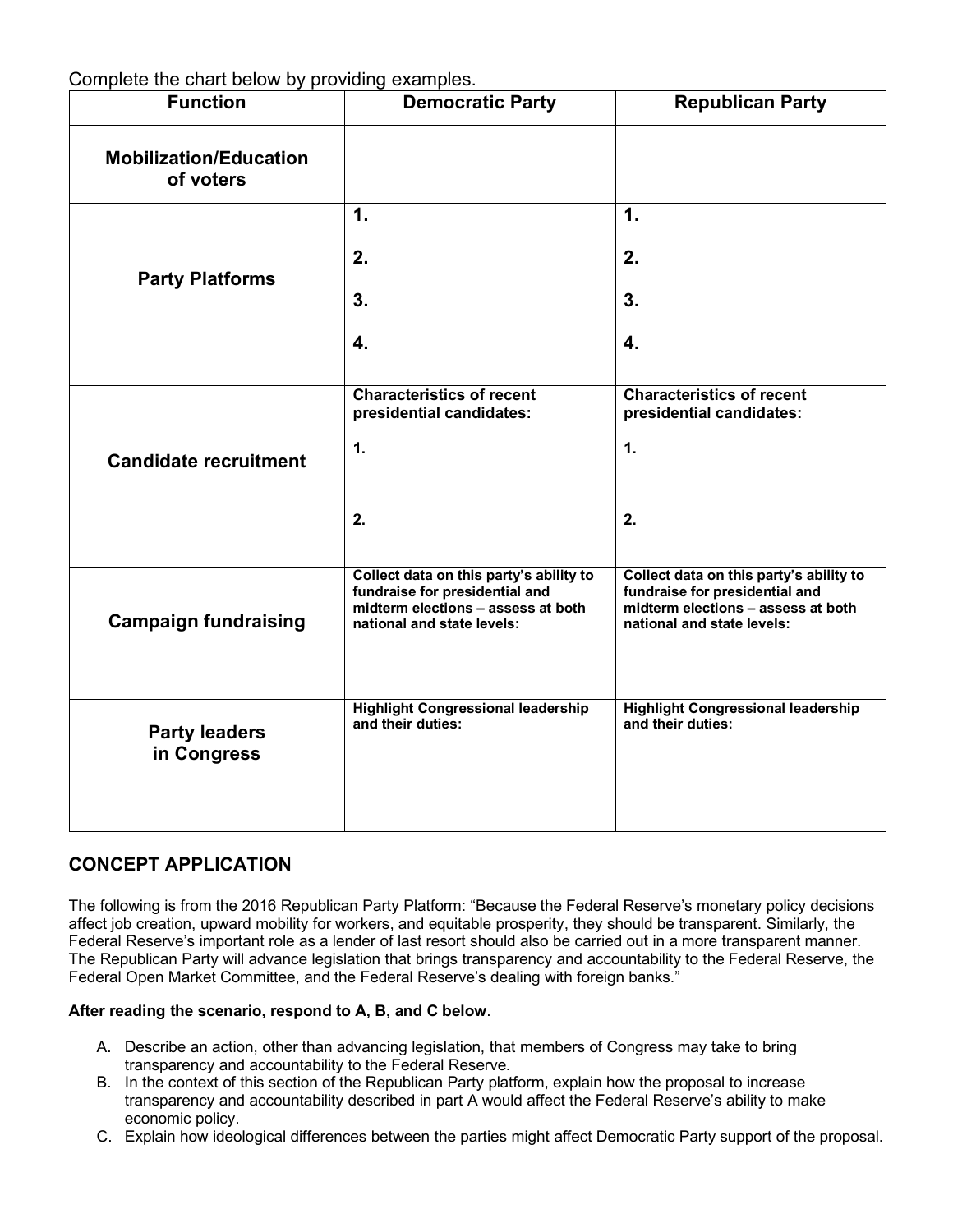Complete the chart below by providing examples.

| Function | Democratic Party | Republican Party |
|---|---|---|
| **Mobilization/Education of voters** | | |
| **Party Platforms** | **1.**<br><br>**2.**<br><br>**3.**<br><br>**4.** | **1.**<br><br>**2.**<br><br>**3.**<br><br>**4.** |
| **Candidate recruitment** | **Characteristics of recent presidential candidates:**<br><br>**1.**<br><br>**2.** | **Characteristics of recent presidential candidates:**<br><br>**1.**<br><br>**2.** |
| **Campaign fundraising** | **Collect data on this party's ability to fundraise for presidential and midterm elections – assess at both national and state levels:** | **Collect data on this party's ability to fundraise for presidential and midterm elections – assess at both national and state levels:** |
| **Party leaders in Congress** | **Highlight Congressional leadership and their duties:** | **Highlight Congressional leadership and their duties:** |

## CONCEPT APPLICATION

The following is from the 2016 Republican Party Platform: "Because the Federal Reserve's monetary policy decisions affect job creation, upward mobility for workers, and equitable prosperity, they should be transparent. Similarly, the Federal Reserve's important role as a lender of last resort should also be carried out in a more transparent manner. The Republican Party will advance legislation that brings transparency and accountability to the Federal Reserve, the Federal Open Market Committee, and the Federal Reserve's dealing with foreign banks."

**After reading the scenario, respond to A, B, and C below**.

A. Describe an action, other than advancing legislation, that members of Congress may take to bring transparency and accountability to the Federal Reserve.
B. In the context of this section of the Republican Party platform, explain how the proposal to increase transparency and accountability described in part A would affect the Federal Reserve's ability to make economic policy.
C. Explain how ideological differences between the parties might affect Democratic Party support of the proposal.